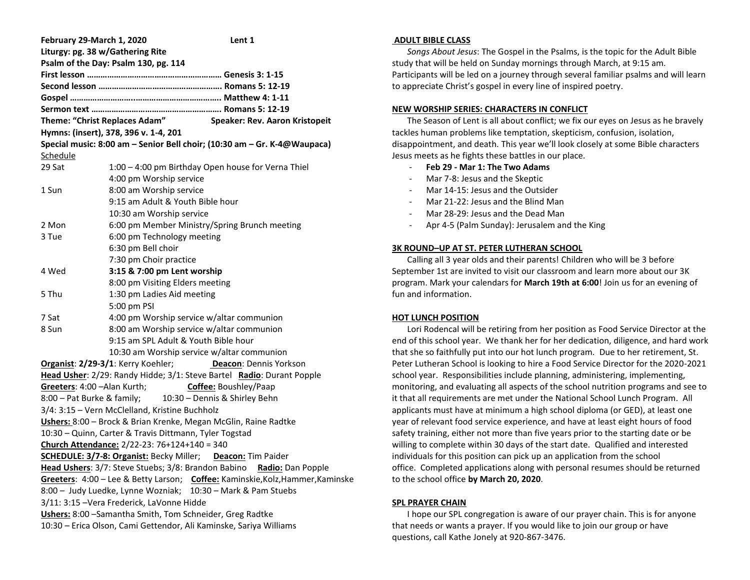**February 29-March 1, 2020 Lent 1**

**Liturgy: pg. 38 w/Gathering Rite**

**Psalm of the Day: Psalm 130, pg. 114**

**First lesson …………………………………………………… Genesis 3: 1-15**

**Second lesson ……………………………………………… Romans 5: 12-19**

**Gospel ……………………..…………………………………. Matthew 4: 1-11**

**Sermon text ………………………………………………. Romans 5: 12-19**

**Theme: "Christ Replaces Adam" Speaker: Rev. Aaron Kristopeit**

**Hymns: (insert), 378, 396 v. 1-4, 201**

**Special music: 8:00 am – Senior Bell choir; (10:30 am – Gr. K-4@Waupaca)**

Schedule

| | |
|---|---|
| 29 Sat | 1:00 – 4:00 pm Birthday Open house for Verna Thiel |
| | 4:00 pm Worship service |
| 1 Sun | 8:00 am Worship service |
| | 9:15 am Adult & Youth Bible hour |
| | 10:30 am Worship service |
| 2 Mon | 6:00 pm Member Ministry/Spring Brunch meeting |
| 3 Tue | 6:00 pm Technology meeting |
| | 6:30 pm Bell choir |
| | 7:30 pm Choir practice |
| 4 Wed | **3:15 & 7:00 pm Lent worship** |
| | 8:00 pm Visiting Elders meeting |
| 5 Thu | 1:30 pm Ladies Aid meeting |
| | 5:00 pm PSI |
| 7 Sat | 4:00 pm Worship service w/altar communion |
| 8 Sun | 8:00 am Worship service w/altar communion |
| | 9:15 am SPL Adult & Youth Bible hour |
| | 10:30 am Worship service w/altar communion |

**Organist**: **2/29-3/1**: Kerry Koehler; **Deacon**: Dennis Yorkson

**Head Usher**: 2/29: Randy Hidde; 3/1: Steve Bartel **Radio**: Durant Popple

**Greeters**: 4:00 –Alan Kurth; **Coffee:** Boushley/Paap

8:00 – Pat Burke & family; 10:30 – Dennis & Shirley Behn

3/4: 3:15 – Vern McClelland, Kristine Buchholz

**Ushers:** 8:00 – Brock & Brian Krenke, Megan McGlin, Raine Radtke

10:30 – Quinn, Carter & Travis Dittmann, Tyler Togstad

**Church Attendance:** 2/22-23: 76+124+140 = 340

**SCHEDULE: 3/7-8: Organist:** Becky Miller; **Deacon:** Tim Paider

**Head Ushers**: 3/7: Steve Stuebs; 3/8: Brandon Babino **Radio:** Dan Popple

**Greeters**: 4:00 – Lee & Betty Larson; **Coffee:** Kaminskie,Kolz,Hammer,Kaminske

8:00 – Judy Luedke, Lynne Wozniak; 10:30 – Mark & Pam Stuebs

3/11: 3:15 –Vera Frederick, LaVonne Hidde

**Ushers:** 8:00 –Samantha Smith, Tom Schneider, Greg Radtke

10:30 – Erica Olson, Cami Gettendor, Ali Kaminske, Sariya Williams

## ADULT BIBLE CLASS

*Songs About Jesus*: The Gospel in the Psalms, is the topic for the Adult Bible study that will be held on Sunday mornings through March, at 9:15 am. Participants will be led on a journey through several familiar psalms and will learn to appreciate Christ's gospel in every line of inspired poetry.

## NEW WORSHIP SERIES: CHARACTERS IN CONFLICT

The Season of Lent is all about conflict; we fix our eyes on Jesus as he bravely tackles human problems like temptation, skepticism, confusion, isolation, disappointment, and death. This year we'll look closely at some Bible characters Jesus meets as he fights these battles in our place.

- **Feb 29 - Mar 1: The Two Adams**
- Mar 7-8: Jesus and the Skeptic
- Mar 14-15: Jesus and the Outsider
- Mar 21-22: Jesus and the Blind Man
- Mar 28-29: Jesus and the Dead Man
- Apr 4-5 (Palm Sunday): Jerusalem and the King

## 3K ROUND–UP AT ST. PETER LUTHERAN SCHOOL

Calling all 3 year olds and their parents! Children who will be 3 before September 1st are invited to visit our classroom and learn more about our 3K program. Mark your calendars for **March 19th at 6:00**! Join us for an evening of fun and information.

## HOT LUNCH POSITION

Lori Rodencal will be retiring from her position as Food Service Director at the end of this school year. We thank her for her dedication, diligence, and hard work that she so faithfully put into our hot lunch program. Due to her retirement, St. Peter Lutheran School is looking to hire a Food Service Director for the 2020-2021 school year. Responsibilities include planning, administering, implementing, monitoring, and evaluating all aspects of the school nutrition programs and see to it that all requirements are met under the National School Lunch Program. All applicants must have at minimum a high school diploma (or GED), at least one year of relevant food service experience, and have at least eight hours of food safety training, either not more than five years prior to the starting date or be willing to complete within 30 days of the start date. Qualified and interested individuals for this position can pick up an application from the school office. Completed applications along with personal resumes should be returned to the school office **by March 20, 2020**.

## SPL PRAYER CHAIN

I hope our SPL congregation is aware of our prayer chain. This is for anyone that needs or wants a prayer. If you would like to join our group or have questions, call Kathe Jonely at 920-867-3476.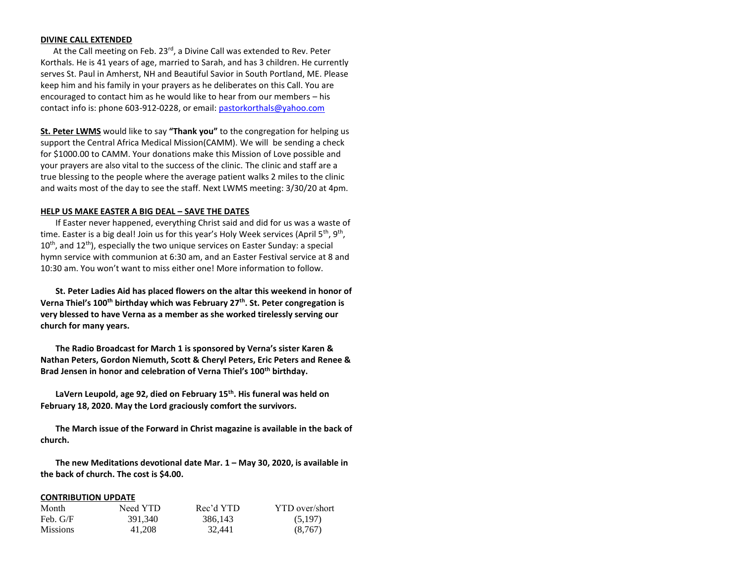**DIVINE CALL EXTENDED**

At the Call meeting on Feb. 23rd, a Divine Call was extended to Rev. Peter Korthals. He is 41 years of age, married to Sarah, and has 3 children. He currently serves St. Paul in Amherst, NH and Beautiful Savior in South Portland, ME. Please keep him and his family in your prayers as he deliberates on this Call. You are encouraged to contact him as he would like to hear from our members – his contact info is: phone 603-912-0228, or email: pastorkorthals@yahoo.com

**St. Peter LWMS** would like to say **"Thank you"** to the congregation for helping us support the Central Africa Medical Mission(CAMM). We will be sending a check for $1000.00 to CAMM. Your donations make this Mission of Love possible and your prayers are also vital to the success of the clinic. The clinic and staff are a true blessing to the people where the average patient walks 2 miles to the clinic and waits most of the day to see the staff. Next LWMS meeting: 3/30/20 at 4pm.

**HELP US MAKE EASTER A BIG DEAL – SAVE THE DATES**

If Easter never happened, everything Christ said and did for us was a waste of time. Easter is a big deal! Join us for this year's Holy Week services (April 5th, 9th, 10th, and 12th), especially the two unique services on Easter Sunday: a special hymn service with communion at 6:30 am, and an Easter Festival service at 8 and 10:30 am. You won't want to miss either one! More information to follow.

**St. Peter Ladies Aid has placed flowers on the altar this weekend in honor of Verna Thiel's 100th birthday which was February 27th. St. Peter congregation is very blessed to have Verna as a member as she worked tirelessly serving our church for many years.**

**The Radio Broadcast for March 1 is sponsored by Verna's sister Karen & Nathan Peters, Gordon Niemuth, Scott & Cheryl Peters, Eric Peters and Renee & Brad Jensen in honor and celebration of Verna Thiel's 100th birthday.**

**LaVern Leupold, age 92, died on February 15th. His funeral was held on February 18, 2020. May the Lord graciously comfort the survivors.**

**The March issue of the Forward in Christ magazine is available in the back of church.**

**The new Meditations devotional date Mar. 1 – May 30, 2020, is available in the back of church. The cost is $4.00.**

**CONTRIBUTION UPDATE**

| Month | Need YTD | Rec'd YTD | YTD over/short |
|---|---|---|---|
| Feb. G/F | 391,340 | 386,143 | (5,197) |
| Missions | 41,208 | 32,441 | (8,767) |